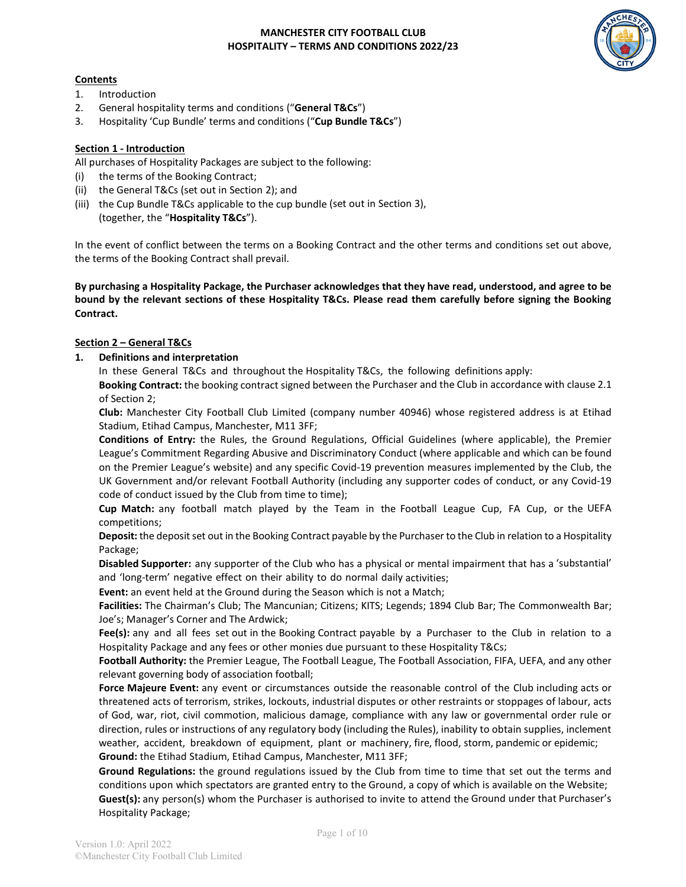# MANCHESTER CITY FOOTBALL CLUB
# HOSPITALITY – TERMS AND CONDITIONS 2022/23

**Contents**

1. Introduction
2. General hospitality terms and conditions ("**General T&Cs**")
3. Hospitality 'Cup Bundle' terms and conditions ("**Cup Bundle T&Cs**")

## Section 1 - Introduction

All purchases of Hospitality Packages are subject to the following:

(i) the terms of the Booking Contract;
(ii) the General T&Cs (set out in Section 2); and
(iii) the Cup Bundle T&Cs applicable to the cup bundle (set out in Section 3), (together, the "**Hospitality T&Cs**").

In the event of conflict between the terms on a Booking Contract and the other terms and conditions set out above, the terms of the Booking Contract shall prevail.

**By purchasing a Hospitality Package, the Purchaser acknowledges that they have read, understood, and agree to be bound by the relevant sections of these Hospitality T&Cs. Please read them carefully before signing the Booking Contract.**

## Section 2 – General T&Cs

### 1. Definitions and interpretation

In these General T&Cs and throughout the Hospitality T&Cs, the following definitions apply:

**Booking Contract:** the booking contract signed between the Purchaser and the Club in accordance with clause 2.1 of Section 2;

**Club:** Manchester City Football Club Limited (company number 40946) whose registered address is at Etihad Stadium, Etihad Campus, Manchester, M11 3FF;

**Conditions of Entry:** the Rules, the Ground Regulations, Official Guidelines (where applicable), the Premier League's Commitment Regarding Abusive and Discriminatory Conduct (where applicable and which can be found on the Premier League's website) and any specific Covid-19 prevention measures implemented by the Club, the UK Government and/or relevant Football Authority (including any supporter codes of conduct, or any Covid-19 code of conduct issued by the Club from time to time);

**Cup Match:** any football match played by the Team in the Football League Cup, FA Cup, or the UEFA competitions;

**Deposit:** the deposit set out in the Booking Contract payable by the Purchaser to the Club in relation to a Hospitality Package;

**Disabled Supporter:** any supporter of the Club who has a physical or mental impairment that has a 'substantial' and 'long-term' negative effect on their ability to do normal daily activities;

**Event:** an event held at the Ground during the Season which is not a Match;

**Facilities:** The Chairman's Club; The Mancunian; Citizens; KITS; Legends; 1894 Club Bar; The Commonwealth Bar; Joe's; Manager's Corner and The Ardwick;

**Fee(s):** any and all fees set out in the Booking Contract payable by a Purchaser to the Club in relation to a Hospitality Package and any fees or other monies due pursuant to these Hospitality T&Cs;

**Football Authority:** the Premier League, The Football League, The Football Association, FIFA, UEFA, and any other relevant governing body of association football;

**Force Majeure Event:** any event or circumstances outside the reasonable control of the Club including acts or threatened acts of terrorism, strikes, lockouts, industrial disputes or other restraints or stoppages of labour, acts of God, war, riot, civil commotion, malicious damage, compliance with any law or governmental order rule or direction, rules or instructions of any regulatory body (including the Rules), inability to obtain supplies, inclement weather, accident, breakdown of equipment, plant or machinery, fire, flood, storm, pandemic or epidemic;

**Ground:** the Etihad Stadium, Etihad Campus, Manchester, M11 3FF;

**Ground Regulations:** the ground regulations issued by the Club from time to time that set out the terms and conditions upon which spectators are granted entry to the Ground, a copy of which is available on the Website;

**Guest(s):** any person(s) whom the Purchaser is authorised to invite to attend the Ground under that Purchaser's Hospitality Package;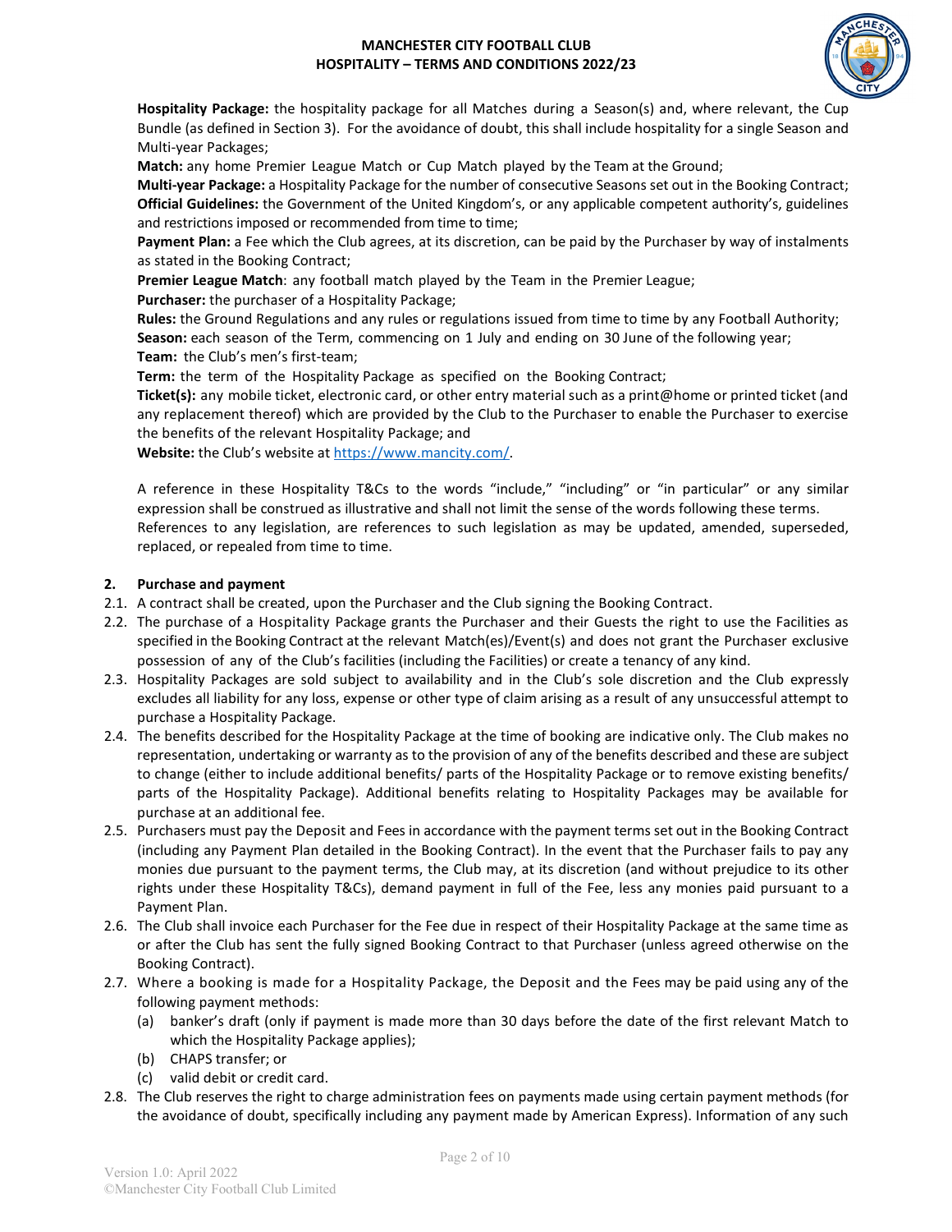**Hospitality Package:** the hospitality package for all Matches during a Season(s) and, where relevant, the Cup Bundle (as defined in Section 3). For the avoidance of doubt, this shall include hospitality for a single Season and Multi-year Packages;

**Match:** any home Premier League Match or Cup Match played by the Team at the Ground;

**Multi-year Package:** a Hospitality Package for the number of consecutive Seasons set out in the Booking Contract;

**Official Guidelines:** the Government of the United Kingdom's, or any applicable competent authority's, guidelines and restrictions imposed or recommended from time to time;

**Payment Plan:** a Fee which the Club agrees, at its discretion, can be paid by the Purchaser by way of instalments as stated in the Booking Contract;

**Premier League Match**: any football match played by the Team in the Premier League;

**Purchaser:** the purchaser of a Hospitality Package;

**Rules:** the Ground Regulations and any rules or regulations issued from time to time by any Football Authority;

**Season:** each season of the Term, commencing on 1 July and ending on 30 June of the following year;

**Team:** the Club's men's first-team;

**Term:** the term of the Hospitality Package as specified on the Booking Contract;

**Ticket(s):** any mobile ticket, electronic card, or other entry material such as a print@home or printed ticket (and any replacement thereof) which are provided by the Club to the Purchaser to enable the Purchaser to exercise the benefits of the relevant Hospitality Package; and

**Website:** the Club's website at https://www.mancity.com/.

A reference in these Hospitality T&Cs to the words "include," "including" or "in particular" or any similar expression shall be construed as illustrative and shall not limit the sense of the words following these terms. References to any legislation, are references to such legislation as may be updated, amended, superseded, replaced, or repealed from time to time.

## 2. Purchase and payment

2.1. A contract shall be created, upon the Purchaser and the Club signing the Booking Contract.

2.2. The purchase of a Hospitality Package grants the Purchaser and their Guests the right to use the Facilities as specified in the Booking Contract at the relevant Match(es)/Event(s) and does not grant the Purchaser exclusive possession of any of the Club's facilities (including the Facilities) or create a tenancy of any kind.

2.3. Hospitality Packages are sold subject to availability and in the Club's sole discretion and the Club expressly excludes all liability for any loss, expense or other type of claim arising as a result of any unsuccessful attempt to purchase a Hospitality Package.

2.4. The benefits described for the Hospitality Package at the time of booking are indicative only. The Club makes no representation, undertaking or warranty as to the provision of any of the benefits described and these are subject to change (either to include additional benefits/ parts of the Hospitality Package or to remove existing benefits/ parts of the Hospitality Package). Additional benefits relating to Hospitality Packages may be available for purchase at an additional fee.

2.5. Purchasers must pay the Deposit and Fees in accordance with the payment terms set out in the Booking Contract (including any Payment Plan detailed in the Booking Contract). In the event that the Purchaser fails to pay any monies due pursuant to the payment terms, the Club may, at its discretion (and without prejudice to its other rights under these Hospitality T&Cs), demand payment in full of the Fee, less any monies paid pursuant to a Payment Plan.

2.6. The Club shall invoice each Purchaser for the Fee due in respect of their Hospitality Package at the same time as or after the Club has sent the fully signed Booking Contract to that Purchaser (unless agreed otherwise on the Booking Contract).

2.7. Where a booking is made for a Hospitality Package, the Deposit and the Fees may be paid using any of the following payment methods:

(a) banker's draft (only if payment is made more than 30 days before the date of the first relevant Match to which the Hospitality Package applies);

(b) CHAPS transfer; or

(c) valid debit or credit card.

2.8. The Club reserves the right to charge administration fees on payments made using certain payment methods (for the avoidance of doubt, specifically including any payment made by American Express). Information of any such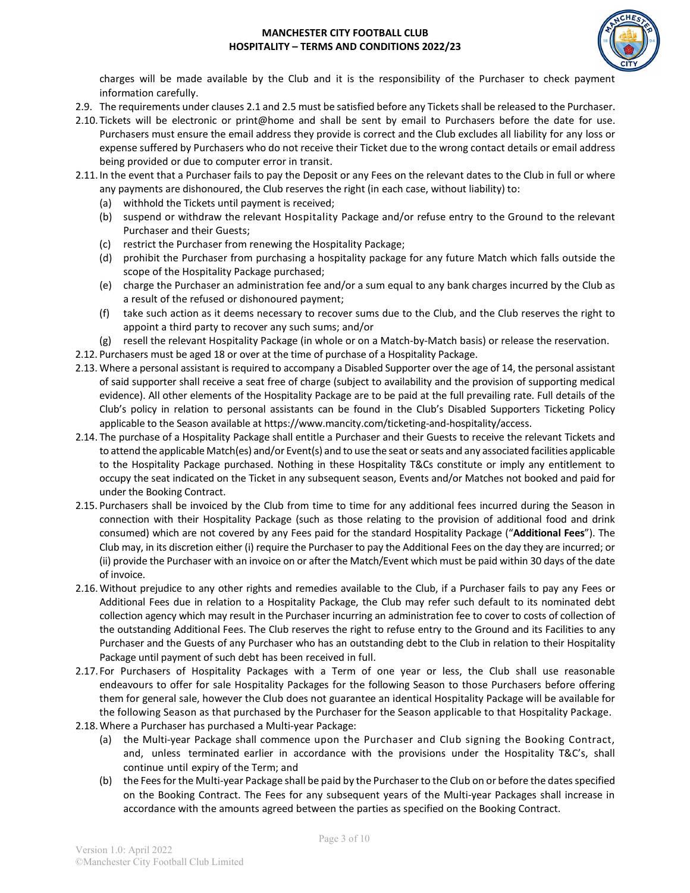charges will be made available by the Club and it is the responsibility of the Purchaser to check payment information carefully.

2.9. The requirements under clauses 2.1 and 2.5 must be satisfied before any Tickets shall be released to the Purchaser.

2.10. Tickets will be electronic or print@home and shall be sent by email to Purchasers before the date for use. Purchasers must ensure the email address they provide is correct and the Club excludes all liability for any loss or expense suffered by Purchasers who do not receive their Ticket due to the wrong contact details or email address being provided or due to computer error in transit.

2.11. In the event that a Purchaser fails to pay the Deposit or any Fees on the relevant dates to the Club in full or where any payments are dishonoured, the Club reserves the right (in each case, without liability) to:

(a) withhold the Tickets until payment is received;

(b) suspend or withdraw the relevant Hospitality Package and/or refuse entry to the Ground to the relevant Purchaser and their Guests;

(c) restrict the Purchaser from renewing the Hospitality Package;

(d) prohibit the Purchaser from purchasing a hospitality package for any future Match which falls outside the scope of the Hospitality Package purchased;

(e) charge the Purchaser an administration fee and/or a sum equal to any bank charges incurred by the Club as a result of the refused or dishonoured payment;

(f) take such action as it deems necessary to recover sums due to the Club, and the Club reserves the right to appoint a third party to recover any such sums; and/or

(g) resell the relevant Hospitality Package (in whole or on a Match-by-Match basis) or release the reservation.

2.12. Purchasers must be aged 18 or over at the time of purchase of a Hospitality Package.

2.13. Where a personal assistant is required to accompany a Disabled Supporter over the age of 14, the personal assistant of said supporter shall receive a seat free of charge (subject to availability and the provision of supporting medical evidence). All other elements of the Hospitality Package are to be paid at the full prevailing rate. Full details of the Club's policy in relation to personal assistants can be found in the Club's Disabled Supporters Ticketing Policy applicable to the Season available at https://www.mancity.com/ticketing-and-hospitality/access.

2.14. The purchase of a Hospitality Package shall entitle a Purchaser and their Guests to receive the relevant Tickets and to attend the applicable Match(es) and/or Event(s) and to use the seat or seats and any associated facilities applicable to the Hospitality Package purchased. Nothing in these Hospitality T&Cs constitute or imply any entitlement to occupy the seat indicated on the Ticket in any subsequent season, Events and/or Matches not booked and paid for under the Booking Contract.

2.15. Purchasers shall be invoiced by the Club from time to time for any additional fees incurred during the Season in connection with their Hospitality Package (such as those relating to the provision of additional food and drink consumed) which are not covered by any Fees paid for the standard Hospitality Package ("**Additional Fees**"). The Club may, in its discretion either (i) require the Purchaser to pay the Additional Fees on the day they are incurred; or (ii) provide the Purchaser with an invoice on or after the Match/Event which must be paid within 30 days of the date of invoice.

2.16. Without prejudice to any other rights and remedies available to the Club, if a Purchaser fails to pay any Fees or Additional Fees due in relation to a Hospitality Package, the Club may refer such default to its nominated debt collection agency which may result in the Purchaser incurring an administration fee to cover to costs of collection of the outstanding Additional Fees. The Club reserves the right to refuse entry to the Ground and its Facilities to any Purchaser and the Guests of any Purchaser who has an outstanding debt to the Club in relation to their Hospitality Package until payment of such debt has been received in full.

2.17. For Purchasers of Hospitality Packages with a Term of one year or less, the Club shall use reasonable endeavours to offer for sale Hospitality Packages for the following Season to those Purchasers before offering them for general sale, however the Club does not guarantee an identical Hospitality Package will be available for the following Season as that purchased by the Purchaser for the Season applicable to that Hospitality Package.

2.18. Where a Purchaser has purchased a Multi-year Package:

(a) the Multi-year Package shall commence upon the Purchaser and Club signing the Booking Contract, and, unless terminated earlier in accordance with the provisions under the Hospitality T&C's, shall continue until expiry of the Term; and

(b) the Fees for the Multi-year Package shall be paid by the Purchaser to the Club on or before the dates specified on the Booking Contract. The Fees for any subsequent years of the Multi-year Packages shall increase in accordance with the amounts agreed between the parties as specified on the Booking Contract.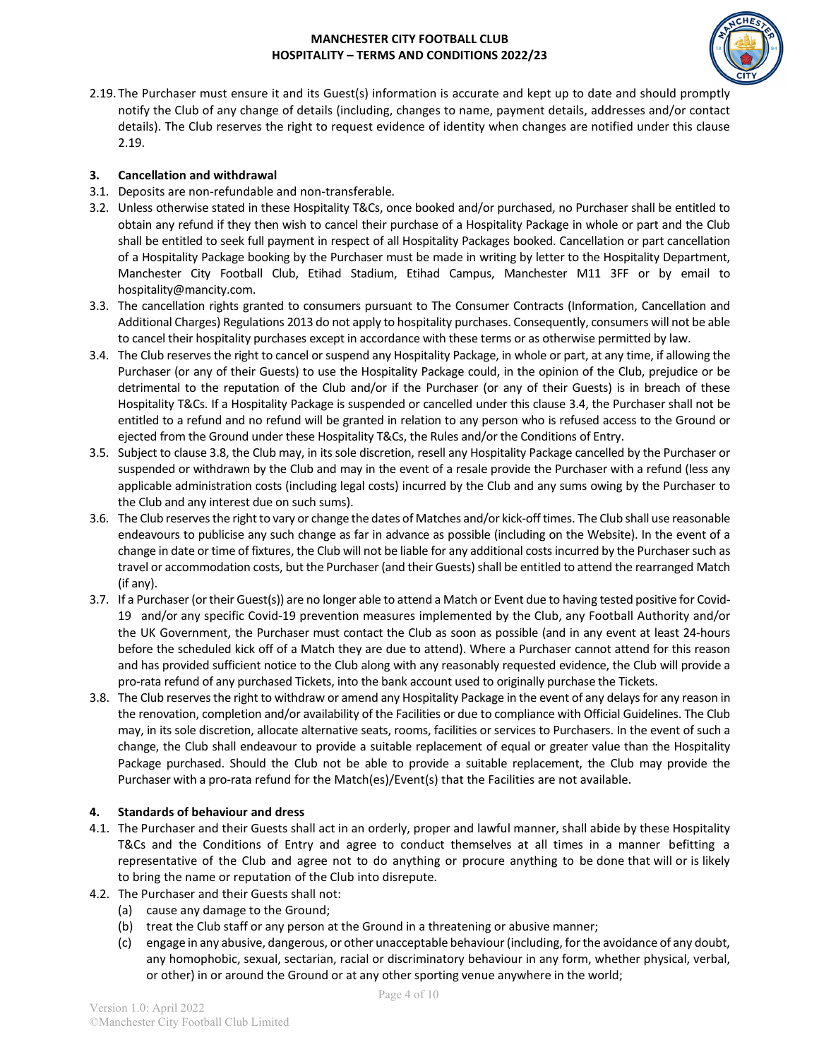2.19. The Purchaser must ensure it and its Guest(s) information is accurate and kept up to date and should promptly notify the Club of any change of details (including, changes to name, payment details, addresses and/or contact details). The Club reserves the right to request evidence of identity when changes are notified under this clause 2.19.

## 3. Cancellation and withdrawal

3.1. Deposits are non-refundable and non-transferable.

3.2. Unless otherwise stated in these Hospitality T&Cs, once booked and/or purchased, no Purchaser shall be entitled to obtain any refund if they then wish to cancel their purchase of a Hospitality Package in whole or part and the Club shall be entitled to seek full payment in respect of all Hospitality Packages booked. Cancellation or part cancellation of a Hospitality Package booking by the Purchaser must be made in writing by letter to the Hospitality Department, Manchester City Football Club, Etihad Stadium, Etihad Campus, Manchester M11 3FF or by email to hospitality@mancity.com.

3.3. The cancellation rights granted to consumers pursuant to The Consumer Contracts (Information, Cancellation and Additional Charges) Regulations 2013 do not apply to hospitality purchases. Consequently, consumers will not be able to cancel their hospitality purchases except in accordance with these terms or as otherwise permitted by law.

3.4. The Club reserves the right to cancel or suspend any Hospitality Package, in whole or part, at any time, if allowing the Purchaser (or any of their Guests) to use the Hospitality Package could, in the opinion of the Club, prejudice or be detrimental to the reputation of the Club and/or if the Purchaser (or any of their Guests) is in breach of these Hospitality T&Cs. If a Hospitality Package is suspended or cancelled under this clause 3.4, the Purchaser shall not be entitled to a refund and no refund will be granted in relation to any person who is refused access to the Ground or ejected from the Ground under these Hospitality T&Cs, the Rules and/or the Conditions of Entry.

3.5. Subject to clause 3.8, the Club may, in its sole discretion, resell any Hospitality Package cancelled by the Purchaser or suspended or withdrawn by the Club and may in the event of a resale provide the Purchaser with a refund (less any applicable administration costs (including legal costs) incurred by the Club and any sums owing by the Purchaser to the Club and any interest due on such sums).

3.6. The Club reserves the right to vary or change the dates of Matches and/or kick-off times. The Club shall use reasonable endeavours to publicise any such change as far in advance as possible (including on the Website). In the event of a change in date or time of fixtures, the Club will not be liable for any additional costs incurred by the Purchaser such as travel or accommodation costs, but the Purchaser (and their Guests) shall be entitled to attend the rearranged Match (if any).

3.7. If a Purchaser (or their Guest(s)) are no longer able to attend a Match or Event due to having tested positive for Covid-19 and/or any specific Covid-19 prevention measures implemented by the Club, any Football Authority and/or the UK Government, the Purchaser must contact the Club as soon as possible (and in any event at least 24-hours before the scheduled kick off of a Match they are due to attend). Where a Purchaser cannot attend for this reason and has provided sufficient notice to the Club along with any reasonably requested evidence, the Club will provide a pro-rata refund of any purchased Tickets, into the bank account used to originally purchase the Tickets.

3.8. The Club reserves the right to withdraw or amend any Hospitality Package in the event of any delays for any reason in the renovation, completion and/or availability of the Facilities or due to compliance with Official Guidelines. The Club may, in its sole discretion, allocate alternative seats, rooms, facilities or services to Purchasers. In the event of such a change, the Club shall endeavour to provide a suitable replacement of equal or greater value than the Hospitality Package purchased. Should the Club not be able to provide a suitable replacement, the Club may provide the Purchaser with a pro-rata refund for the Match(es)/Event(s) that the Facilities are not available.

## 4. Standards of behaviour and dress

4.1. The Purchaser and their Guests shall act in an orderly, proper and lawful manner, shall abide by these Hospitality T&Cs and the Conditions of Entry and agree to conduct themselves at all times in a manner befitting a representative of the Club and agree not to do anything or procure anything to be done that will or is likely to bring the name or reputation of the Club into disrepute.

4.2. The Purchaser and their Guests shall not:

(a) cause any damage to the Ground;

(b) treat the Club staff or any person at the Ground in a threatening or abusive manner;

(c) engage in any abusive, dangerous, or other unacceptable behaviour (including, for the avoidance of any doubt, any homophobic, sexual, sectarian, racial or discriminatory behaviour in any form, whether physical, verbal, or other) in or around the Ground or at any other sporting venue anywhere in the world;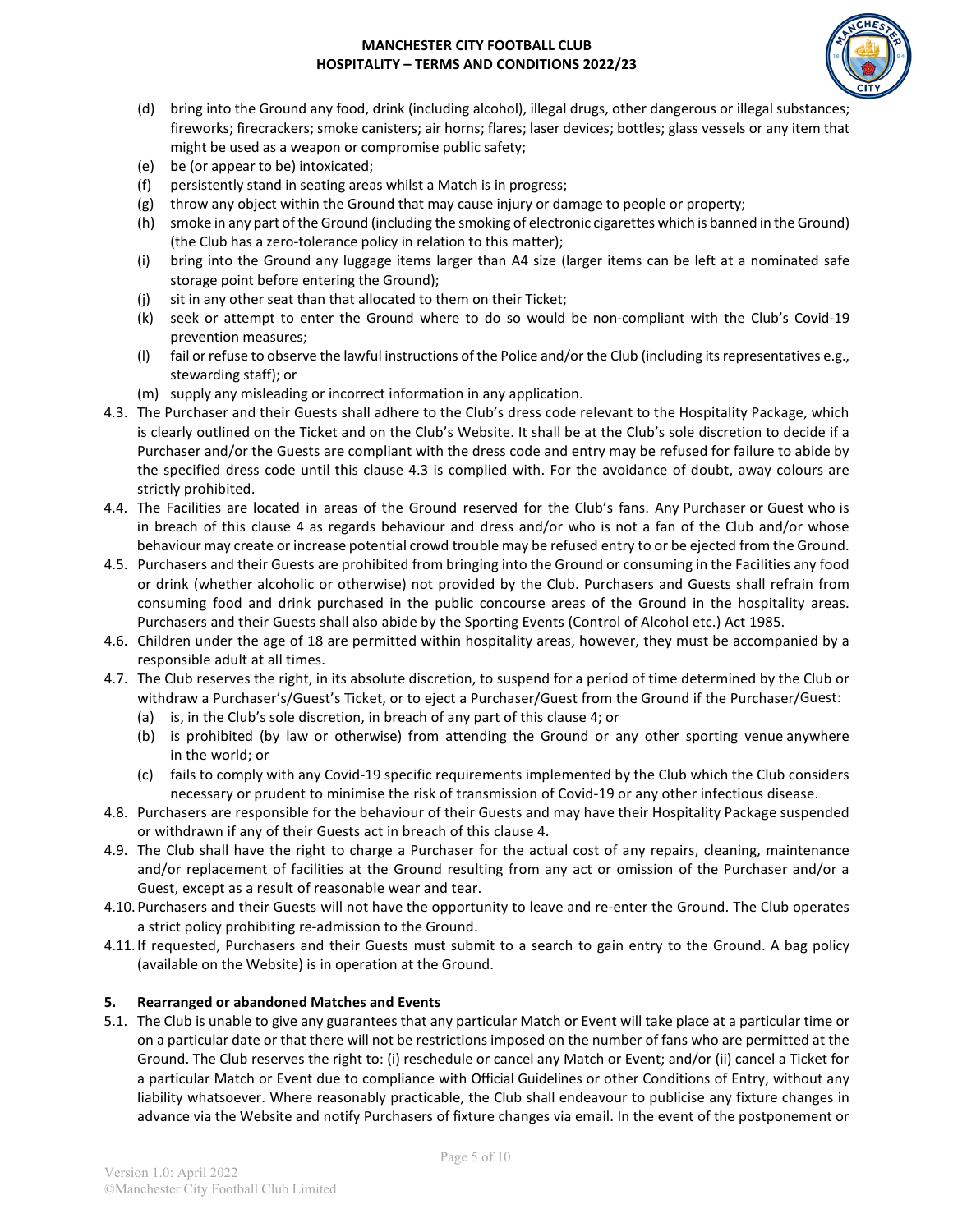(d) bring into the Ground any food, drink (including alcohol), illegal drugs, other dangerous or illegal substances; fireworks; firecrackers; smoke canisters; air horns; flares; laser devices; bottles; glass vessels or any item that might be used as a weapon or compromise public safety;
(e) be (or appear to be) intoxicated;
(f) persistently stand in seating areas whilst a Match is in progress;
(g) throw any object within the Ground that may cause injury or damage to people or property;
(h) smoke in any part of the Ground (including the smoking of electronic cigarettes which is banned in the Ground) (the Club has a zero-tolerance policy in relation to this matter);
(i) bring into the Ground any luggage items larger than A4 size (larger items can be left at a nominated safe storage point before entering the Ground);
(j) sit in any other seat than that allocated to them on their Ticket;
(k) seek or attempt to enter the Ground where to do so would be non-compliant with the Club's Covid-19 prevention measures;
(l) fail or refuse to observe the lawful instructions of the Police and/or the Club (including its representatives e.g., stewarding staff); or
(m) supply any misleading or incorrect information in any application.

4.3. The Purchaser and their Guests shall adhere to the Club's dress code relevant to the Hospitality Package, which is clearly outlined on the Ticket and on the Club's Website. It shall be at the Club's sole discretion to decide if a Purchaser and/or the Guests are compliant with the dress code and entry may be refused for failure to abide by the specified dress code until this clause 4.3 is complied with. For the avoidance of doubt, away colours are strictly prohibited.

4.4. The Facilities are located in areas of the Ground reserved for the Club's fans. Any Purchaser or Guest who is in breach of this clause 4 as regards behaviour and dress and/or who is not a fan of the Club and/or whose behaviour may create or increase potential crowd trouble may be refused entry to or be ejected from the Ground.

4.5. Purchasers and their Guests are prohibited from bringing into the Ground or consuming in the Facilities any food or drink (whether alcoholic or otherwise) not provided by the Club. Purchasers and Guests shall refrain from consuming food and drink purchased in the public concourse areas of the Ground in the hospitality areas. Purchasers and their Guests shall also abide by the Sporting Events (Control of Alcohol etc.) Act 1985.

4.6. Children under the age of 18 are permitted within hospitality areas, however, they must be accompanied by a responsible adult at all times.

4.7. The Club reserves the right, in its absolute discretion, to suspend for a period of time determined by the Club or withdraw a Purchaser's/Guest's Ticket, or to eject a Purchaser/Guest from the Ground if the Purchaser/Guest:
(a) is, in the Club's sole discretion, in breach of any part of this clause 4; or
(b) is prohibited (by law or otherwise) from attending the Ground or any other sporting venue anywhere in the world; or
(c) fails to comply with any Covid-19 specific requirements implemented by the Club which the Club considers necessary or prudent to minimise the risk of transmission of Covid-19 or any other infectious disease.

4.8. Purchasers are responsible for the behaviour of their Guests and may have their Hospitality Package suspended or withdrawn if any of their Guests act in breach of this clause 4.

4.9. The Club shall have the right to charge a Purchaser for the actual cost of any repairs, cleaning, maintenance and/or replacement of facilities at the Ground resulting from any act or omission of the Purchaser and/or a Guest, except as a result of reasonable wear and tear.

4.10. Purchasers and their Guests will not have the opportunity to leave and re-enter the Ground. The Club operates a strict policy prohibiting re-admission to the Ground.

4.11. If requested, Purchasers and their Guests must submit to a search to gain entry to the Ground. A bag policy (available on the Website) is in operation at the Ground.

## 5. Rearranged or abandoned Matches and Events

5.1. The Club is unable to give any guarantees that any particular Match or Event will take place at a particular time or on a particular date or that there will not be restrictions imposed on the number of fans who are permitted at the Ground. The Club reserves the right to: (i) reschedule or cancel any Match or Event; and/or (ii) cancel a Ticket for a particular Match or Event due to compliance with Official Guidelines or other Conditions of Entry, without any liability whatsoever. Where reasonably practicable, the Club shall endeavour to publicise any fixture changes in advance via the Website and notify Purchasers of fixture changes via email. In the event of the postponement or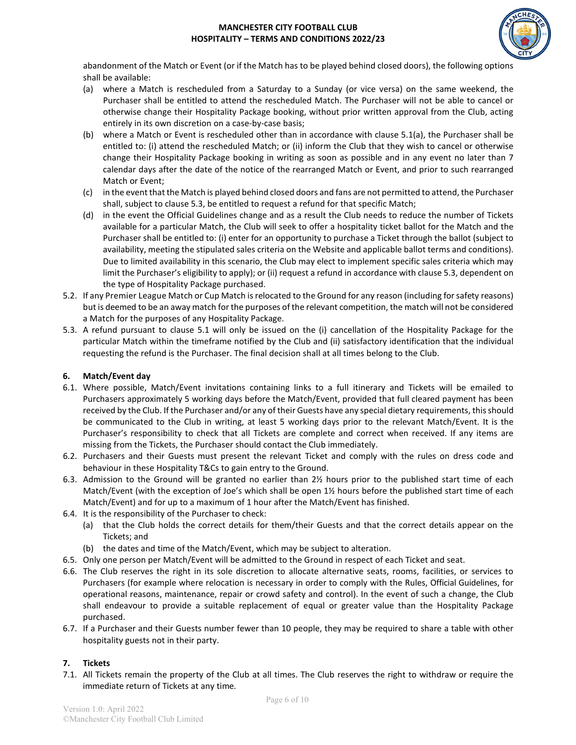abandonment of the Match or Event (or if the Match has to be played behind closed doors), the following options shall be available:

(a) where a Match is rescheduled from a Saturday to a Sunday (or vice versa) on the same weekend, the Purchaser shall be entitled to attend the rescheduled Match. The Purchaser will not be able to cancel or otherwise change their Hospitality Package booking, without prior written approval from the Club, acting entirely in its own discretion on a case-by-case basis;

(b) where a Match or Event is rescheduled other than in accordance with clause 5.1(a), the Purchaser shall be entitled to: (i) attend the rescheduled Match; or (ii) inform the Club that they wish to cancel or otherwise change their Hospitality Package booking in writing as soon as possible and in any event no later than 7 calendar days after the date of the notice of the rearranged Match or Event, and prior to such rearranged Match or Event;

(c) in the event that the Match is played behind closed doors and fans are not permitted to attend, the Purchaser shall, subject to clause 5.3, be entitled to request a refund for that specific Match;

(d) in the event the Official Guidelines change and as a result the Club needs to reduce the number of Tickets available for a particular Match, the Club will seek to offer a hospitality ticket ballot for the Match and the Purchaser shall be entitled to: (i) enter for an opportunity to purchase a Ticket through the ballot (subject to availability, meeting the stipulated sales criteria on the Website and applicable ballot terms and conditions). Due to limited availability in this scenario, the Club may elect to implement specific sales criteria which may limit the Purchaser's eligibility to apply); or (ii) request a refund in accordance with clause 5.3, dependent on the type of Hospitality Package purchased.

5.2. If any Premier League Match or Cup Match is relocated to the Ground for any reason (including for safety reasons) but is deemed to be an away match for the purposes of the relevant competition, the match will not be considered a Match for the purposes of any Hospitality Package.

5.3. A refund pursuant to clause 5.1 will only be issued on the (i) cancellation of the Hospitality Package for the particular Match within the timeframe notified by the Club and (ii) satisfactory identification that the individual requesting the refund is the Purchaser. The final decision shall at all times belong to the Club.

## 6. Match/Event day

6.1. Where possible, Match/Event invitations containing links to a full itinerary and Tickets will be emailed to Purchasers approximately 5 working days before the Match/Event, provided that full cleared payment has been received by the Club. If the Purchaser and/or any of their Guests have any special dietary requirements, this should be communicated to the Club in writing, at least 5 working days prior to the relevant Match/Event. It is the Purchaser's responsibility to check that all Tickets are complete and correct when received. If any items are missing from the Tickets, the Purchaser should contact the Club immediately.

6.2. Purchasers and their Guests must present the relevant Ticket and comply with the rules on dress code and behaviour in these Hospitality T&Cs to gain entry to the Ground.

6.3. Admission to the Ground will be granted no earlier than 2½ hours prior to the published start time of each Match/Event (with the exception of Joe's which shall be open 1½ hours before the published start time of each Match/Event) and for up to a maximum of 1 hour after the Match/Event has finished.

6.4. It is the responsibility of the Purchaser to check:

(a) that the Club holds the correct details for them/their Guests and that the correct details appear on the Tickets; and

(b) the dates and time of the Match/Event, which may be subject to alteration.

6.5. Only one person per Match/Event will be admitted to the Ground in respect of each Ticket and seat.

6.6. The Club reserves the right in its sole discretion to allocate alternative seats, rooms, facilities, or services to Purchasers (for example where relocation is necessary in order to comply with the Rules, Official Guidelines, for operational reasons, maintenance, repair or crowd safety and control). In the event of such a change, the Club shall endeavour to provide a suitable replacement of equal or greater value than the Hospitality Package purchased.

6.7. If a Purchaser and their Guests number fewer than 10 people, they may be required to share a table with other hospitality guests not in their party.

## 7. Tickets

7.1. All Tickets remain the property of the Club at all times. The Club reserves the right to withdraw or require the immediate return of Tickets at any time.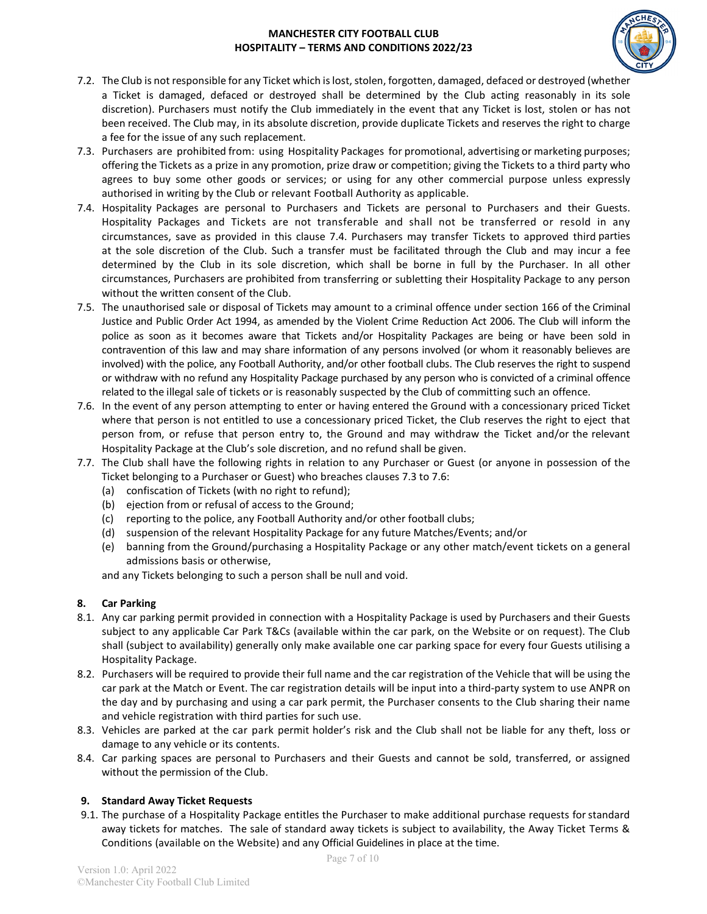7.2. The Club is not responsible for any Ticket which is lost, stolen, forgotten, damaged, defaced or destroyed (whether a Ticket is damaged, defaced or destroyed shall be determined by the Club acting reasonably in its sole discretion). Purchasers must notify the Club immediately in the event that any Ticket is lost, stolen or has not been received. The Club may, in its absolute discretion, provide duplicate Tickets and reserves the right to charge a fee for the issue of any such replacement.

7.3. Purchasers are prohibited from: using Hospitality Packages for promotional, advertising or marketing purposes; offering the Tickets as a prize in any promotion, prize draw or competition; giving the Tickets to a third party who agrees to buy some other goods or services; or using for any other commercial purpose unless expressly authorised in writing by the Club or relevant Football Authority as applicable.

7.4. Hospitality Packages are personal to Purchasers and Tickets are personal to Purchasers and their Guests. Hospitality Packages and Tickets are not transferable and shall not be transferred or resold in any circumstances, save as provided in this clause 7.4. Purchasers may transfer Tickets to approved third parties at the sole discretion of the Club. Such a transfer must be facilitated through the Club and may incur a fee determined by the Club in its sole discretion, which shall be borne in full by the Purchaser. In all other circumstances, Purchasers are prohibited from transferring or subletting their Hospitality Package to any person without the written consent of the Club.

7.5. The unauthorised sale or disposal of Tickets may amount to a criminal offence under section 166 of the Criminal Justice and Public Order Act 1994, as amended by the Violent Crime Reduction Act 2006. The Club will inform the police as soon as it becomes aware that Tickets and/or Hospitality Packages are being or have been sold in contravention of this law and may share information of any persons involved (or whom it reasonably believes are involved) with the police, any Football Authority, and/or other football clubs. The Club reserves the right to suspend or withdraw with no refund any Hospitality Package purchased by any person who is convicted of a criminal offence related to the illegal sale of tickets or is reasonably suspected by the Club of committing such an offence.

7.6. In the event of any person attempting to enter or having entered the Ground with a concessionary priced Ticket where that person is not entitled to use a concessionary priced Ticket, the Club reserves the right to eject that person from, or refuse that person entry to, the Ground and may withdraw the Ticket and/or the relevant Hospitality Package at the Club's sole discretion, and no refund shall be given.

7.7. The Club shall have the following rights in relation to any Purchaser or Guest (or anyone in possession of the Ticket belonging to a Purchaser or Guest) who breaches clauses 7.3 to 7.6:

(a) confiscation of Tickets (with no right to refund);
(b) ejection from or refusal of access to the Ground;
(c) reporting to the police, any Football Authority and/or other football clubs;
(d) suspension of the relevant Hospitality Package for any future Matches/Events; and/or
(e) banning from the Ground/purchasing a Hospitality Package or any other match/event tickets on a general admissions basis or otherwise,

and any Tickets belonging to such a person shall be null and void.

## 8. Car Parking

8.1. Any car parking permit provided in connection with a Hospitality Package is used by Purchasers and their Guests subject to any applicable Car Park T&Cs (available within the car park, on the Website or on request). The Club shall (subject to availability) generally only make available one car parking space for every four Guests utilising a Hospitality Package.

8.2. Purchasers will be required to provide their full name and the car registration of the Vehicle that will be using the car park at the Match or Event. The car registration details will be input into a third-party system to use ANPR on the day and by purchasing and using a car park permit, the Purchaser consents to the Club sharing their name and vehicle registration with third parties for such use.

8.3. Vehicles are parked at the car park permit holder's risk and the Club shall not be liable for any theft, loss or damage to any vehicle or its contents.

8.4. Car parking spaces are personal to Purchasers and their Guests and cannot be sold, transferred, or assigned without the permission of the Club.

## 9. Standard Away Ticket Requests

9.1. The purchase of a Hospitality Package entitles the Purchaser to make additional purchase requests for standard away tickets for matches. The sale of standard away tickets is subject to availability, the Away Ticket Terms & Conditions (available on the Website) and any Official Guidelines in place at the time.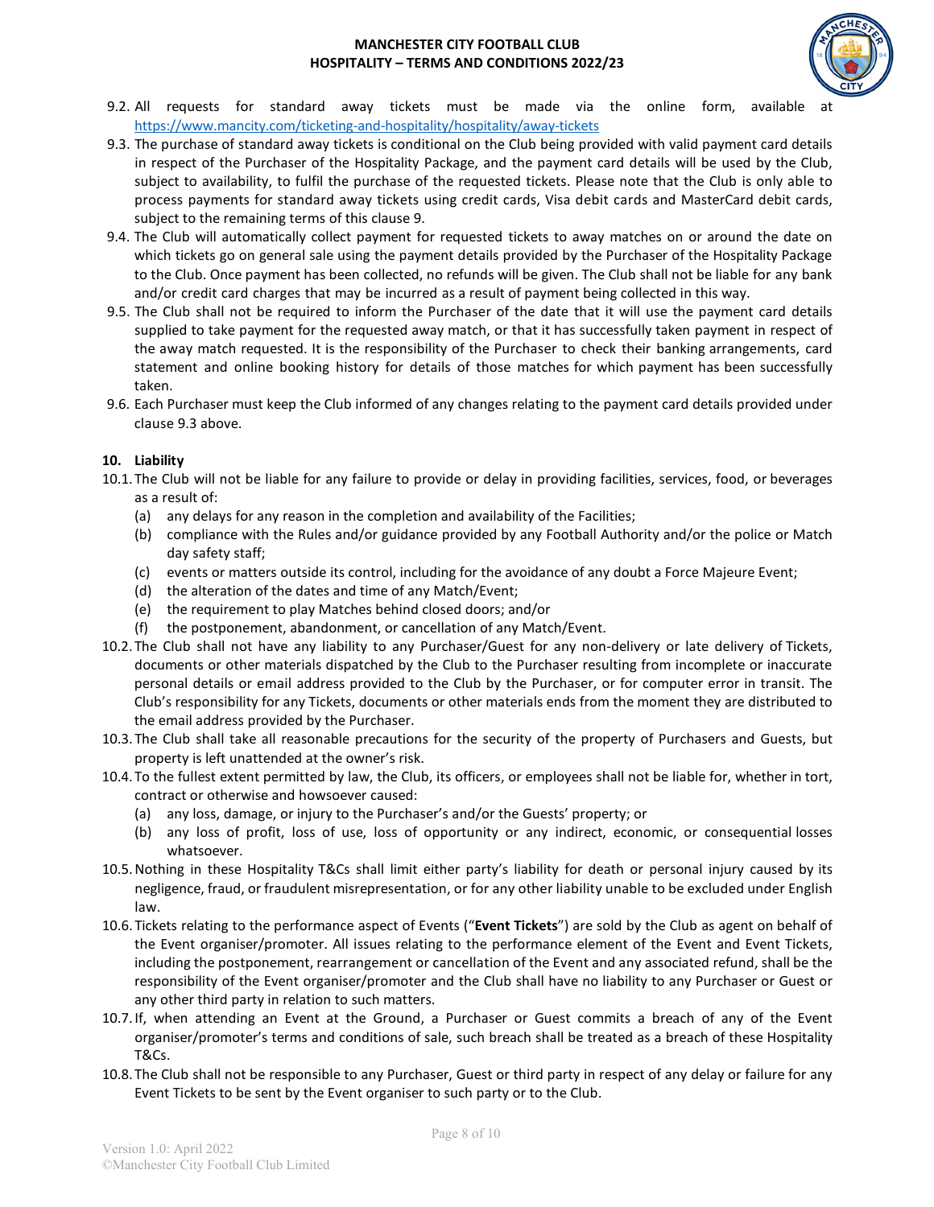9.2. All requests for standard away tickets must be made via the online form, available at https://www.mancity.com/ticketing-and-hospitality/hospitality/away-tickets

9.3. The purchase of standard away tickets is conditional on the Club being provided with valid payment card details in respect of the Purchaser of the Hospitality Package, and the payment card details will be used by the Club, subject to availability, to fulfil the purchase of the requested tickets. Please note that the Club is only able to process payments for standard away tickets using credit cards, Visa debit cards and MasterCard debit cards, subject to the remaining terms of this clause 9.

9.4. The Club will automatically collect payment for requested tickets to away matches on or around the date on which tickets go on general sale using the payment details provided by the Purchaser of the Hospitality Package to the Club. Once payment has been collected, no refunds will be given. The Club shall not be liable for any bank and/or credit card charges that may be incurred as a result of payment being collected in this way.

9.5. The Club shall not be required to inform the Purchaser of the date that it will use the payment card details supplied to take payment for the requested away match, or that it has successfully taken payment in respect of the away match requested. It is the responsibility of the Purchaser to check their banking arrangements, card statement and online booking history for details of those matches for which payment has been successfully taken.

9.6. Each Purchaser must keep the Club informed of any changes relating to the payment card details provided under clause 9.3 above.

**10. Liability**

10.1. The Club will not be liable for any failure to provide or delay in providing facilities, services, food, or beverages as a result of:

(a) any delays for any reason in the completion and availability of the Facilities;
(b) compliance with the Rules and/or guidance provided by any Football Authority and/or the police or Match day safety staff;
(c) events or matters outside its control, including for the avoidance of any doubt a Force Majeure Event;
(d) the alteration of the dates and time of any Match/Event;
(e) the requirement to play Matches behind closed doors; and/or
(f) the postponement, abandonment, or cancellation of any Match/Event.

10.2. The Club shall not have any liability to any Purchaser/Guest for any non-delivery or late delivery of Tickets, documents or other materials dispatched by the Club to the Purchaser resulting from incomplete or inaccurate personal details or email address provided to the Club by the Purchaser, or for computer error in transit. The Club's responsibility for any Tickets, documents or other materials ends from the moment they are distributed to the email address provided by the Purchaser.

10.3. The Club shall take all reasonable precautions for the security of the property of Purchasers and Guests, but property is left unattended at the owner's risk.

10.4. To the fullest extent permitted by law, the Club, its officers, or employees shall not be liable for, whether in tort, contract or otherwise and howsoever caused:

(a) any loss, damage, or injury to the Purchaser's and/or the Guests' property; or
(b) any loss of profit, loss of use, loss of opportunity or any indirect, economic, or consequential losses whatsoever.

10.5. Nothing in these Hospitality T&Cs shall limit either party's liability for death or personal injury caused by its negligence, fraud, or fraudulent misrepresentation, or for any other liability unable to be excluded under English law.

10.6. Tickets relating to the performance aspect of Events ("**Event Tickets**") are sold by the Club as agent on behalf of the Event organiser/promoter. All issues relating to the performance element of the Event and Event Tickets, including the postponement, rearrangement or cancellation of the Event and any associated refund, shall be the responsibility of the Event organiser/promoter and the Club shall have no liability to any Purchaser or Guest or any other third party in relation to such matters.

10.7. If, when attending an Event at the Ground, a Purchaser or Guest commits a breach of any of the Event organiser/promoter's terms and conditions of sale, such breach shall be treated as a breach of these Hospitality T&Cs.

10.8. The Club shall not be responsible to any Purchaser, Guest or third party in respect of any delay or failure for any Event Tickets to be sent by the Event organiser to such party or to the Club.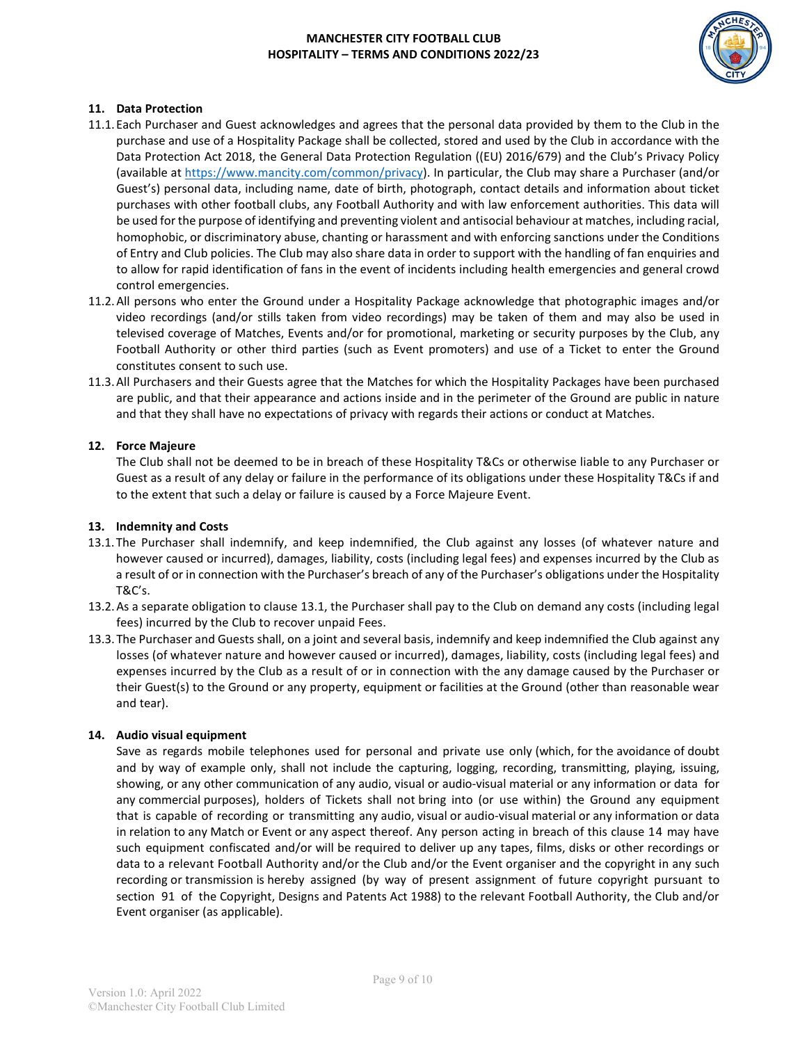## 11. Data Protection

11.1. Each Purchaser and Guest acknowledges and agrees that the personal data provided by them to the Club in the purchase and use of a Hospitality Package shall be collected, stored and used by the Club in accordance with the Data Protection Act 2018, the General Data Protection Regulation ((EU) 2016/679) and the Club's Privacy Policy (available at https://www.mancity.com/common/privacy). In particular, the Club may share a Purchaser (and/or Guest's) personal data, including name, date of birth, photograph, contact details and information about ticket purchases with other football clubs, any Football Authority and with law enforcement authorities. This data will be used for the purpose of identifying and preventing violent and antisocial behaviour at matches, including racial, homophobic, or discriminatory abuse, chanting or harassment and with enforcing sanctions under the Conditions of Entry and Club policies. The Club may also share data in order to support with the handling of fan enquiries and to allow for rapid identification of fans in the event of incidents including health emergencies and general crowd control emergencies.

11.2. All persons who enter the Ground under a Hospitality Package acknowledge that photographic images and/or video recordings (and/or stills taken from video recordings) may be taken of them and may also be used in televised coverage of Matches, Events and/or for promotional, marketing or security purposes by the Club, any Football Authority or other third parties (such as Event promoters) and use of a Ticket to enter the Ground constitutes consent to such use.

11.3. All Purchasers and their Guests agree that the Matches for which the Hospitality Packages have been purchased are public, and that their appearance and actions inside and in the perimeter of the Ground are public in nature and that they shall have no expectations of privacy with regards their actions or conduct at Matches.

## 12. Force Majeure

The Club shall not be deemed to be in breach of these Hospitality T&Cs or otherwise liable to any Purchaser or Guest as a result of any delay or failure in the performance of its obligations under these Hospitality T&Cs if and to the extent that such a delay or failure is caused by a Force Majeure Event.

## 13. Indemnity and Costs

13.1. The Purchaser shall indemnify, and keep indemnified, the Club against any losses (of whatever nature and however caused or incurred), damages, liability, costs (including legal fees) and expenses incurred by the Club as a result of or in connection with the Purchaser's breach of any of the Purchaser's obligations under the Hospitality T&C's.

13.2. As a separate obligation to clause 13.1, the Purchaser shall pay to the Club on demand any costs (including legal fees) incurred by the Club to recover unpaid Fees.

13.3. The Purchaser and Guests shall, on a joint and several basis, indemnify and keep indemnified the Club against any losses (of whatever nature and however caused or incurred), damages, liability, costs (including legal fees) and expenses incurred by the Club as a result of or in connection with the any damage caused by the Purchaser or their Guest(s) to the Ground or any property, equipment or facilities at the Ground (other than reasonable wear and tear).

## 14. Audio visual equipment

Save as regards mobile telephones used for personal and private use only (which, for the avoidance of doubt and by way of example only, shall not include the capturing, logging, recording, transmitting, playing, issuing, showing, or any other communication of any audio, visual or audio-visual material or any information or data for any commercial purposes), holders of Tickets shall not bring into (or use within) the Ground any equipment that is capable of recording or transmitting any audio, visual or audio-visual material or any information or data in relation to any Match or Event or any aspect thereof. Any person acting in breach of this clause 14 may have such equipment confiscated and/or will be required to deliver up any tapes, films, disks or other recordings or data to a relevant Football Authority and/or the Club and/or the Event organiser and the copyright in any such recording or transmission is hereby assigned (by way of present assignment of future copyright pursuant to section 91 of the Copyright, Designs and Patents Act 1988) to the relevant Football Authority, the Club and/or Event organiser (as applicable).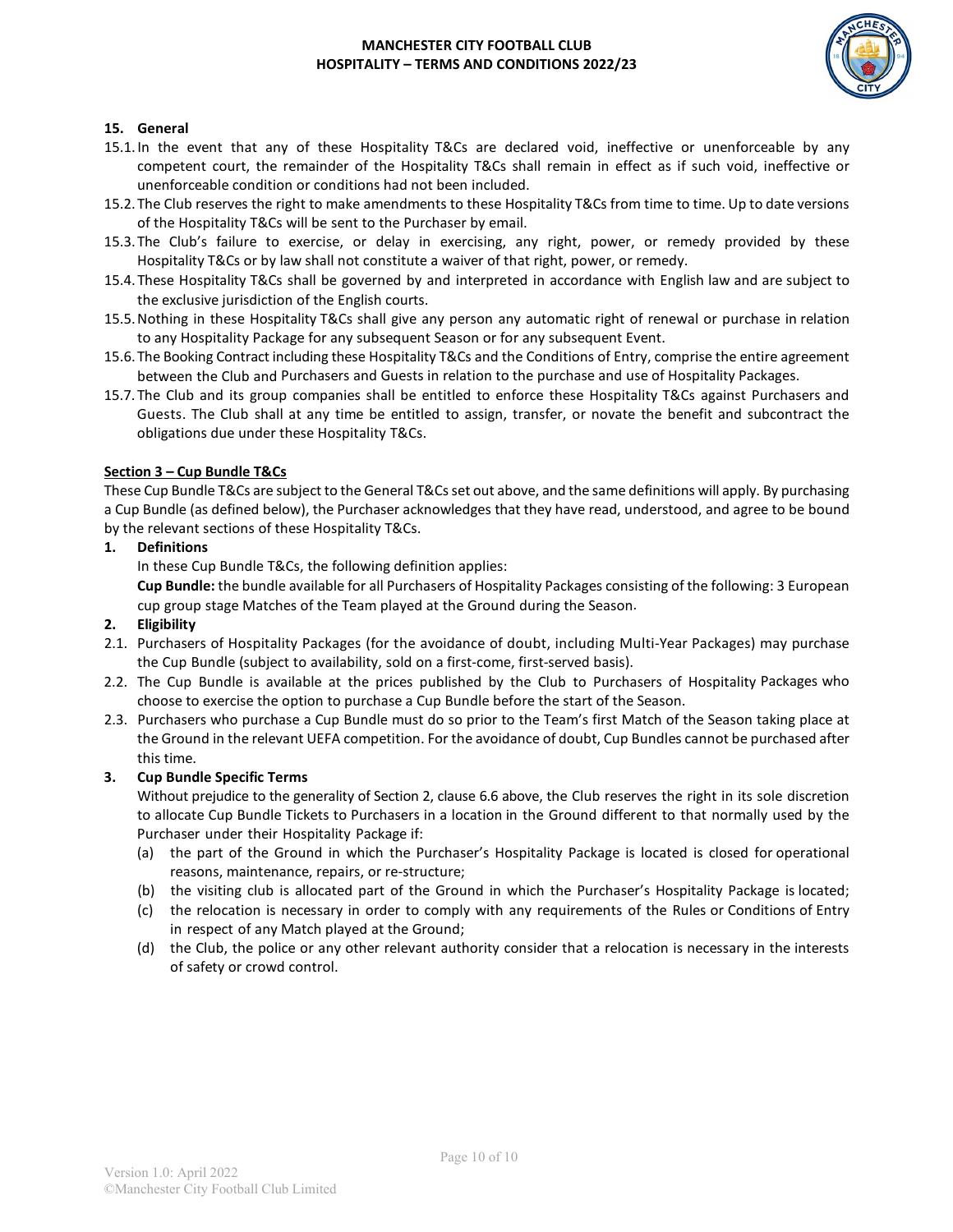## 15. General

15.1. In the event that any of these Hospitality T&Cs are declared void, ineffective or unenforceable by any competent court, the remainder of the Hospitality T&Cs shall remain in effect as if such void, ineffective or unenforceable condition or conditions had not been included.

15.2. The Club reserves the right to make amendments to these Hospitality T&Cs from time to time. Up to date versions of the Hospitality T&Cs will be sent to the Purchaser by email.

15.3. The Club's failure to exercise, or delay in exercising, any right, power, or remedy provided by these Hospitality T&Cs or by law shall not constitute a waiver of that right, power, or remedy.

15.4. These Hospitality T&Cs shall be governed by and interpreted in accordance with English law and are subject to the exclusive jurisdiction of the English courts.

15.5. Nothing in these Hospitality T&Cs shall give any person any automatic right of renewal or purchase in relation to any Hospitality Package for any subsequent Season or for any subsequent Event.

15.6. The Booking Contract including these Hospitality T&Cs and the Conditions of Entry, comprise the entire agreement between the Club and Purchasers and Guests in relation to the purchase and use of Hospitality Packages.

15.7. The Club and its group companies shall be entitled to enforce these Hospitality T&Cs against Purchasers and Guests. The Club shall at any time be entitled to assign, transfer, or novate the benefit and subcontract the obligations due under these Hospitality T&Cs.

## Section 3 – Cup Bundle T&Cs

These Cup Bundle T&Cs are subject to the General T&Cs set out above, and the same definitions will apply. By purchasing a Cup Bundle (as defined below), the Purchaser acknowledges that they have read, understood, and agree to be bound by the relevant sections of these Hospitality T&Cs.

### 1. Definitions

In these Cup Bundle T&Cs, the following definition applies:

**Cup Bundle:** the bundle available for all Purchasers of Hospitality Packages consisting of the following: 3 European cup group stage Matches of the Team played at the Ground during the Season.

### 2. Eligibility

2.1. Purchasers of Hospitality Packages (for the avoidance of doubt, including Multi-Year Packages) may purchase the Cup Bundle (subject to availability, sold on a first-come, first-served basis).

2.2. The Cup Bundle is available at the prices published by the Club to Purchasers of Hospitality Packages who choose to exercise the option to purchase a Cup Bundle before the start of the Season.

2.3. Purchasers who purchase a Cup Bundle must do so prior to the Team's first Match of the Season taking place at the Ground in the relevant UEFA competition. For the avoidance of doubt, Cup Bundles cannot be purchased after this time.

### 3. Cup Bundle Specific Terms

Without prejudice to the generality of Section 2, clause 6.6 above, the Club reserves the right in its sole discretion to allocate Cup Bundle Tickets to Purchasers in a location in the Ground different to that normally used by the Purchaser under their Hospitality Package if:

(a) the part of the Ground in which the Purchaser's Hospitality Package is located is closed for operational reasons, maintenance, repairs, or re-structure;

(b) the visiting club is allocated part of the Ground in which the Purchaser's Hospitality Package is located;

(c) the relocation is necessary in order to comply with any requirements of the Rules or Conditions of Entry in respect of any Match played at the Ground;

(d) the Club, the police or any other relevant authority consider that a relocation is necessary in the interests of safety or crowd control.